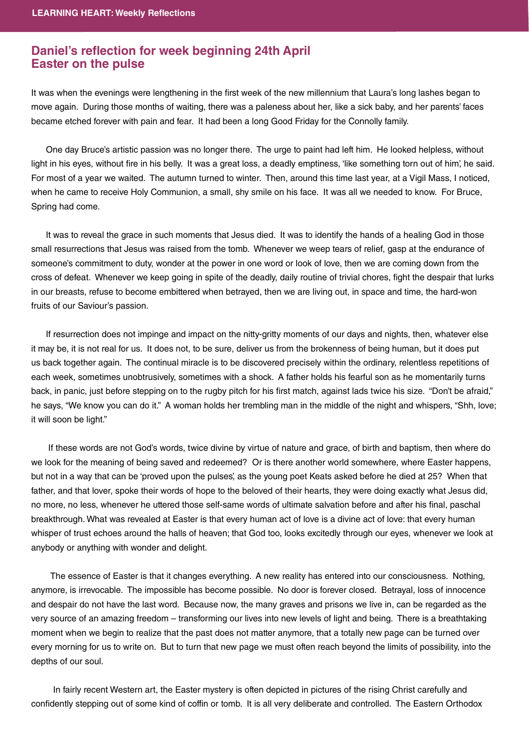## Daniel's reflection for week beginning 24th April
## Easter on the pulse

It was when the evenings were lengthening in the first week of the new millennium that Laura's long lashes began to move again. During those months of waiting, there was a paleness about her, like a sick baby, and her parents' faces became etched forever with pain and fear. It had been a long Good Friday for the Connolly family.

One day Bruce's artistic passion was no longer there. The urge to paint had left him. He looked helpless, without light in his eyes, without fire in his belly. It was a great loss, a deadly emptiness, 'like something torn out of him', he said. For most of a year we waited. The autumn turned to winter. Then, around this time last year, at a Vigil Mass, I noticed, when he came to receive Holy Communion, a small, shy smile on his face. It was all we needed to know. For Bruce, Spring had come.

It was to reveal the grace in such moments that Jesus died. It was to identify the hands of a healing God in those small resurrections that Jesus was raised from the tomb. Whenever we weep tears of relief, gasp at the endurance of someone's commitment to duty, wonder at the power in one word or look of love, then we are coming down from the cross of defeat. Whenever we keep going in spite of the deadly, daily routine of trivial chores, fight the despair that lurks in our breasts, refuse to become embittered when betrayed, then we are living out, in space and time, the hard-won fruits of our Saviour's passion.

If resurrection does not impinge and impact on the nitty-gritty moments of our days and nights, then, whatever else it may be, it is not real for us. It does not, to be sure, deliver us from the brokenness of being human, but it does put us back together again. The continual miracle is to be discovered precisely within the ordinary, relentless repetitions of each week, sometimes unobtrusively, sometimes with a shock. A father holds his fearful son as he momentarily turns back, in panic, just before stepping on to the rugby pitch for his first match, against lads twice his size. "Don't be afraid," he says, "We know you can do it." A woman holds her trembling man in the middle of the night and whispers, "Shh, love; it will soon be light."

If these words are not God's words, twice divine by virtue of nature and grace, of birth and baptism, then where do we look for the meaning of being saved and redeemed? Or is there another world somewhere, where Easter happens, but not in a way that can be 'proved upon the pulses', as the young poet Keats asked before he died at 25? When that father, and that lover, spoke their words of hope to the beloved of their hearts, they were doing exactly what Jesus did, no more, no less, whenever he uttered those self-same words of ultimate salvation before and after his final, paschal breakthrough. What was revealed at Easter is that every human act of love is a divine act of love: that every human whisper of trust echoes around the halls of heaven; that God too, looks excitedly through our eyes, whenever we look at anybody or anything with wonder and delight.

The essence of Easter is that it changes everything. A new reality has entered into our consciousness. Nothing, anymore, is irrevocable. The impossible has become possible. No door is forever closed. Betrayal, loss of innocence and despair do not have the last word. Because now, the many graves and prisons we live in, can be regarded as the very source of an amazing freedom – transforming our lives into new levels of light and being. There is a breathtaking moment when we begin to realize that the past does not matter anymore, that a totally new page can be turned over every morning for us to write on. But to turn that new page we must often reach beyond the limits of possibility, into the depths of our soul.

In fairly recent Western art, the Easter mystery is often depicted in pictures of the rising Christ carefully and confidently stepping out of some kind of coffin or tomb. It is all very deliberate and controlled. The Eastern Orthodox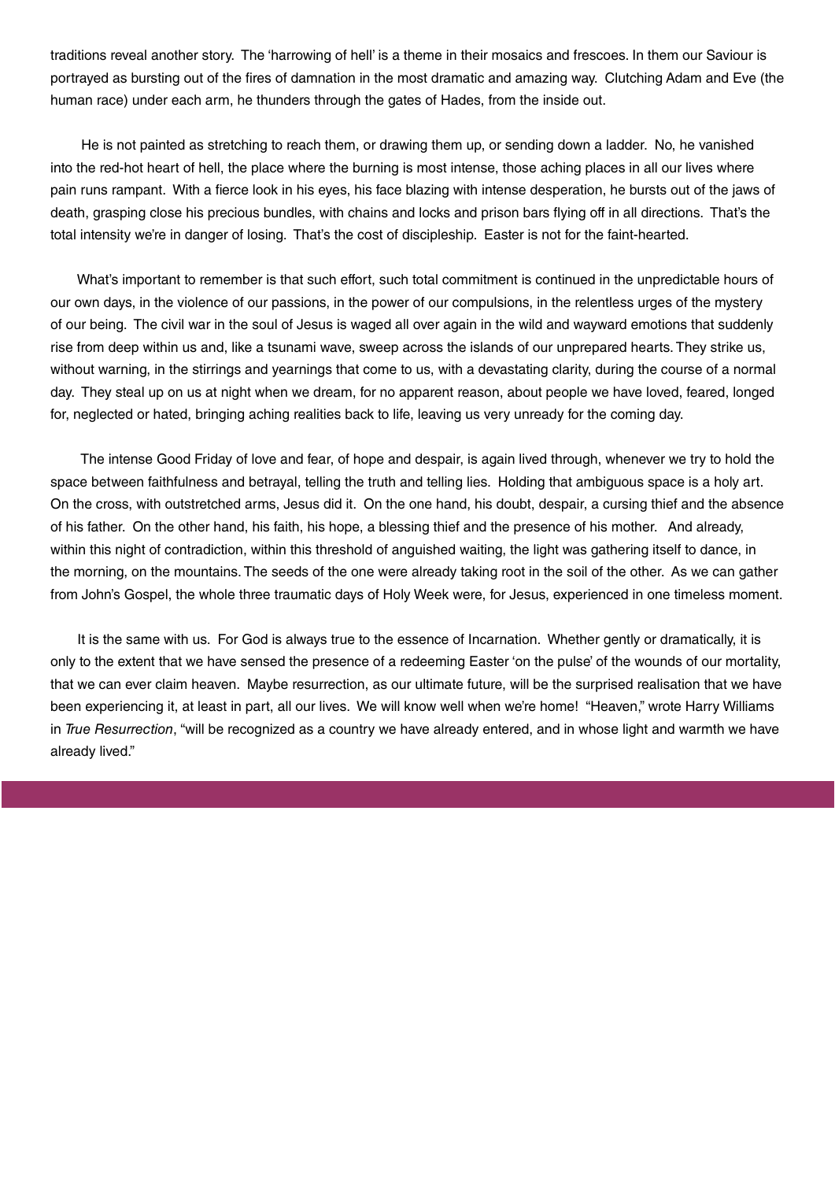traditions reveal another story. The 'harrowing of hell' is a theme in their mosaics and frescoes. In them our Saviour is portrayed as bursting out of the fires of damnation in the most dramatic and amazing way. Clutching Adam and Eve (the human race) under each arm, he thunders through the gates of Hades, from the inside out.

He is not painted as stretching to reach them, or drawing them up, or sending down a ladder. No, he vanished into the red-hot heart of hell, the place where the burning is most intense, those aching places in all our lives where pain runs rampant. With a fierce look in his eyes, his face blazing with intense desperation, he bursts out of the jaws of death, grasping close his precious bundles, with chains and locks and prison bars flying off in all directions. That's the total intensity we're in danger of losing. That's the cost of discipleship. Easter is not for the faint-hearted.

What's important to remember is that such effort, such total commitment is continued in the unpredictable hours of our own days, in the violence of our passions, in the power of our compulsions, in the relentless urges of the mystery of our being. The civil war in the soul of Jesus is waged all over again in the wild and wayward emotions that suddenly rise from deep within us and, like a tsunami wave, sweep across the islands of our unprepared hearts. They strike us, without warning, in the stirrings and yearnings that come to us, with a devastating clarity, during the course of a normal day. They steal up on us at night when we dream, for no apparent reason, about people we have loved, feared, longed for, neglected or hated, bringing aching realities back to life, leaving us very unready for the coming day.

The intense Good Friday of love and fear, of hope and despair, is again lived through, whenever we try to hold the space between faithfulness and betrayal, telling the truth and telling lies. Holding that ambiguous space is a holy art. On the cross, with outstretched arms, Jesus did it. On the one hand, his doubt, despair, a cursing thief and the absence of his father. On the other hand, his faith, his hope, a blessing thief and the presence of his mother. And already, within this night of contradiction, within this threshold of anguished waiting, the light was gathering itself to dance, in the morning, on the mountains. The seeds of the one were already taking root in the soil of the other. As we can gather from John's Gospel, the whole three traumatic days of Holy Week were, for Jesus, experienced in one timeless moment.

It is the same with us. For God is always true to the essence of Incarnation. Whether gently or dramatically, it is only to the extent that we have sensed the presence of a redeeming Easter 'on the pulse' of the wounds of our mortality, that we can ever claim heaven. Maybe resurrection, as our ultimate future, will be the surprised realisation that we have been experiencing it, at least in part, all our lives. We will know well when we're home! "Heaven," wrote Harry Williams in *True Resurrection*, "will be recognized as a country we have already entered, and in whose light and warmth we have already lived."